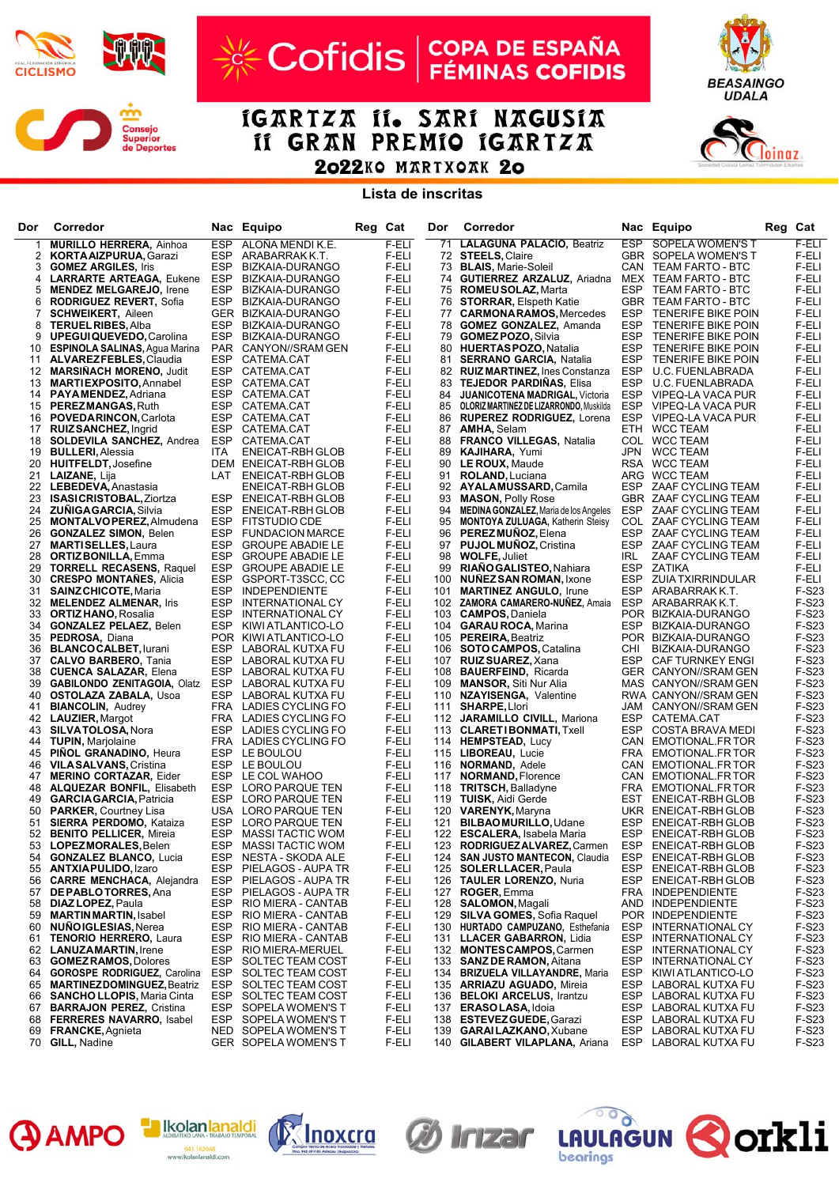# COPA DE ESPAÑA FÉMINAS COFIDIS

## IGARTZA II. SARI NAGUSIA
## II GRAN PREMIO IGARTZA
### 2022ko MARTXOAK 20

BEASAINGO UDALA

**Lista de inscritas**

| Dor | Corredor | Nac | Equipo | Reg | Cat |
|---|---|---|---|---|---|
| 1 | **MURILLO HERRERA**, Ainhoa | ESP | ALOÑA MENDI K.E. | | F-ELI |
| 2 | **KORTA AIZPURUA**, Garazi | ESP | ARABARRAK K.T. | | F-ELI |
| 3 | **GOMEZ ARGILES**, Iris | ESP | BIZKAIA-DURANGO | | F-ELI |
| 4 | **LARRARTE ARTEAGA**, Eukene | ESP | BIZKAIA-DURANGO | | F-ELI |
| 5 | **MENDEZ MELGAREJO**, Irene | ESP | BIZKAIA-DURANGO | | F-ELI |
| 6 | **RODRIGUEZ REVERT**, Sofia | ESP | BIZKAIA-DURANGO | | F-ELI |
| 7 | **SCHWEIKERT**, Aileen | GER | BIZKAIA-DURANGO | | F-ELI |
| 8 | **TERUEL RIBES**, Alba | ESP | BIZKAIA-DURANGO | | F-ELI |
| 9 | **UPEGUI QUEVEDO**, Carolina | ESP | BIZKAIA-DURANGO | | F-ELI |
| 10 | **ESPINOLA SALINAS**, Agua Marina | PAR | CANYON//SRAM GEN | | F-ELI |
| 11 | **ALVAREZ FEBLES**, Claudia | ESP | CATEMA.CAT | | F-ELI |
| 12 | **MARSIÑACH MORENO**, Judit | ESP | CATEMA.CAT | | F-ELI |
| 13 | **MARTI EXPOSITO**, Annabel | ESP | CATEMA.CAT | | F-ELI |
| 14 | **PAYA MENDEZ**, Adriana | ESP | CATEMA.CAT | | F-ELI |
| 15 | **PEREZ MANGAS**, Ruth | ESP | CATEMA.CAT | | F-ELI |
| 16 | **POVEDA RINCON**, Carlota | ESP | CATEMA.CAT | | F-ELI |
| 17 | **RUIZ SANCHEZ**, Ingrid | ESP | CATEMA.CAT | | F-ELI |
| 18 | **SOLDEVILA SANCHEZ**, Andrea | ESP | CATEMA.CAT | | F-ELI |
| 19 | **BULLERI**, Alessia | ITA | ENEICAT-RBH GLOB | | F-ELI |
| 20 | **HUITFELDT**, Josefine | DEM | ENEICAT-RBH GLOB | | F-ELI |
| 21 | **LAIZANE**, Lija | LAT | ENEICAT-RBH GLOB | | F-ELI |
| 22 | **LEBEDEVA**, Anastasia | | ENEICAT-RBH GLOB | | F-ELI |
| 23 | **ISASI CRISTOBAL**, Ziortza | ESP | ENEICAT-RBH GLOB | | F-ELI |
| 24 | **ZUÑIGA GARCIA**, Silvia | ESP | ENEICAT-RBH GLOB | | F-ELI |
| 25 | **MONTALVO PEREZ**, Almudena | ESP | FITSTUDIO CDE | | F-ELI |
| 26 | **GONZALEZ SIMON**, Belen | ESP | FUNDACION MARCE | | F-ELI |
| 27 | **MARTI SELLES**, Laura | ESP | GROUPE ABADIE LE | | F-ELI |
| 28 | **ORTIZ BONILLA**, Emma | ESP | GROUPE ABADIE LE | | F-ELI |
| 29 | **TORRELL RECASENS**, Raquel | ESP | GROUPE ABADIE LE | | F-ELI |
| 30 | **CRESPO MONTAÑES**, Alicia | ESP | GSPORT-T3SCC, CC | | F-ELI |
| 31 | **SAINZ CHICOTE**, Maria | ESP | INDEPENDIENTE | | F-ELI |
| 32 | **MELENDEZ ALMENAR**, Iris | ESP | INTERNATIONAL CY | | F-ELI |
| 33 | **ORTIZ HANO**, Rosalia | ESP | INTERNATIONAL CY | | F-ELI |
| 34 | **GONZALEZ PELAEZ**, Belen | ESP | KIWI ATLANTICO-LO | | F-ELI |
| 35 | **PEDROSA**, Diana | POR | KIWI ATLANTICO-LO | | F-ELI |
| 36 | **BLANCO CALBET**, Iurani | ESP | LABORAL KUTXA FU | | F-ELI |
| 37 | **CALVO BARBERO**, Tania | ESP | LABORAL KUTXA FU | | F-ELI |
| 38 | **CUENCA SALAZAR**, Elena | ESP | LABORAL KUTXA FU | | F-ELI |
| 39 | **GABILONDO ZENITAGOIA**, Olatz | ESP | LABORAL KUTXA FU | | F-ELI |
| 40 | **OSTOLAZA ZABALA**, Usoa | ESP | LABORAL KUTXA FU | | F-ELI |
| 41 | **BIANCOLIN**, Audrey | FRA | LADIES CYCLING FO | | F-ELI |
| 42 | **LAUZIER**, Margot | FRA | LADIES CYCLING FO | | F-ELI |
| 43 | **SILVA TOLOSA**, Nora | ESP | LADIES CYCLING FO | | F-ELI |
| 44 | **TUPIN**, Marjolaine | FRA | LADIES CYCLING FO | | F-ELI |
| 45 | **PIÑOL GRANADINO**, Heura | ESP | LE BOULOU | | F-ELI |
| 46 | **VILA SALVANS**, Cristina | ESP | LE BOULOU | | F-ELI |
| 47 | **MERINO CORTAZAR**, Eider | ESP | LE COL WAHOO | | F-ELI |
| 48 | **ALQUEZAR BONFIL**, Elisabeth | ESP | LORO PARQUE TEN | | F-ELI |
| 49 | **GARCIA GARCIA**, Patricia | ESP | LORO PARQUE TEN | | F-ELI |
| 50 | **PARKER**, Courtney Lisa | USA | LORO PARQUE TEN | | F-ELI |
| 51 | **SIERRA PERDOMO**, Kataiza | ESP | LORO PARQUE TEN | | F-ELI |
| 52 | **BENITO PELLICER**, Mireia | ESP | MASSI TACTIC WOM | | F-ELI |
| 53 | **LOPEZ MORALES**, Belen | ESP | MASSI TACTIC WOM | | F-ELI |
| 54 | **GONZALEZ BLANCO**, Lucia | ESP | NESTA - SKODA ALE | | F-ELI |
| 55 | **ANTXIA PULIDO**, Izaro | ESP | PIELAGOS - AUPA TR | | F-ELI |
| 56 | **CARRE MENCHACA**, Alejandra | ESP | PIELAGOS - AUPA TR | | F-ELI |
| 57 | **DE PABLO TORRES**, Ana | ESP | PIELAGOS - AUPA TR | | F-ELI |
| 58 | **DIAZ LOPEZ**, Paula | ESP | RIO MIERA - CANTAB | | F-ELI |
| 59 | **MARTIN MARTIN**, Isabel | ESP | RIO MIERA - CANTAB | | F-ELI |
| 60 | **NUÑO IGLESIAS**, Nerea | ESP | RIO MIERA - CANTAB | | F-ELI |
| 61 | **TENORIO HERRERO**, Laura | ESP | RIO MIERA - CANTAB | | F-ELI |
| 62 | **LANUZA MARTIN**, Irene | ESP | RIO MIERA-MERUEL | | F-ELI |
| 63 | **GOMEZ RAMOS**, Dolores | ESP | SOLTEC TEAM COST | | F-ELI |
| 64 | **GOROSPE RODRIGUEZ**, Carolina | ESP | SOLTEC TEAM COST | | F-ELI |
| 65 | **MARTINEZ DOMINGUEZ**, Beatriz | ESP | SOLTEC TEAM COST | | F-ELI |
| 66 | **SANCHO LLOPIS**, Maria Cinta | ESP | SOLTEC TEAM COST | | F-ELI |
| 67 | **BARRAJON PEREZ**, Cristina | ESP | SOPELA WOMEN'S T | | F-ELI |
| 68 | **FERRERES NAVARRO**, Isabel | ESP | SOPELA WOMEN'S T | | F-ELI |
| 69 | **FRANCKE**, Agnieta | NED | SOPELA WOMEN'S T | | F-ELI |
| 70 | **GILL**, Nadine | GER | SOPELA WOMEN'S T | | F-ELI |
| 71 | **LALAGUNA PALACIO**, Beatriz | ESP | SOPELA WOMEN'S T | | F-ELI |
| 72 | **STEELS**, Claire | GBR | SOPELA WOMEN'S T | | F-ELI |
| 73 | **BLAIS**, Marie-Soleil | CAN | TEAM FARTO - BTC | | F-ELI |
| 74 | **GUTIERREZ ARZALUZ**, Ariadna | MEX | TEAM FARTO - BTC | | F-ELI |
| 75 | **ROMEU SOLAZ**, Marta | ESP | TEAM FARTO - BTC | | F-ELI |
| 76 | **STORRAR**, Elspeth Katie | GBR | TEAM FARTO - BTC | | F-ELI |
| 77 | **CARMONA RAMOS**, Mercedes | ESP | TENERIFE BIKE POIN | | F-ELI |
| 78 | **GOMEZ GONZALEZ**, Amanda | ESP | TENERIFE BIKE POIN | | F-ELI |
| 79 | **GOMEZ POZO**, Silvia | ESP | TENERIFE BIKE POIN | | F-ELI |
| 80 | **HUERTAS POZO**, Natalia | ESP | TENERIFE BIKE POIN | | F-ELI |
| 81 | **SERRANO GARCIA**, Natalia | ESP | TENERIFE BIKE POIN | | F-ELI |
| 82 | **RUIZ MARTINEZ**, Ines Constanza | ESP | U.C. FUENLABRADA | | F-ELI |
| 83 | **TEJEDOR PARDIÑAS**, Elisa | ESP | U.C. FUENLABRADA | | F-ELI |
| 84 | **JUANICOTENA MADRIGAL**, Victoria | ESP | VIPEQ-LA VACA PUR | | F-ELI |
| 85 | **OLORIZ MARTINEZ DE LIZARRONDO**, Muskilda | ESP | VIPEQ-LA VACA PUR | | F-ELI |
| 86 | **RUPEREZ RODRIGUEZ**, Lorena | ESP | VIPEQ-LA VACA PUR | | F-ELI |
| 87 | **AMHA**, Selam | ETH | WCC TEAM | | F-ELI |
| 88 | **FRANCO VILLEGAS**, Natalia | COL | WCC TEAM | | F-ELI |
| 89 | **KAJIHARA**, Yumi | JPN | WCC TEAM | | F-ELI |
| 90 | **LE ROUX**, Maude | RSA | WCC TEAM | | F-ELI |
| 91 | **ROLAND**, Luciana | ARG | WCC TEAM | | F-ELI |
| 92 | **AYALA MUSSARD**, Camila | ESP | ZAAF CYCLING TEAM | | F-ELI |
| 93 | **MASON**, Polly Rose | GBR | ZAAF CYCLING TEAM | | F-ELI |
| 94 | **MEDINA GONZALEZ**, Maria de los Angeles | ESP | ZAAF CYCLING TEAM | | F-ELI |
| 95 | **MONTOYA ZULUAGA**, Katherin Steisy | COL | ZAAF CYCLING TEAM | | F-ELI |
| 96 | **PEREZ MUÑOZ**, Elena | ESP | ZAAF CYCLING TEAM | | F-ELI |
| 97 | **PUJOL MUÑOZ**, Cristina | ESP | ZAAF CYCLING TEAM | | F-ELI |
| 98 | **WOLFE**, Juliet | IRL | ZAAF CYCLING TEAM | | F-ELI |
| 99 | **RIAÑO GALISTEO**, Nahiara | ESP | ZATIKA | | F-ELI |
| 100 | **NUÑEZ SAN ROMAN**, Ixone | ESP | ZUIA TXIRRINDULAR | | F-ELI |
| 101 | **MARTINEZ ANGULO**, Irune | ESP | ARABARRAK K.T. | | F-S23 |
| 102 | **ZAMORA CAMARERO-NUÑEZ**, Amaia | ESP | ARABARRAK K.T. | | F-S23 |
| 103 | **CAMPOS**, Daniela | POR | BIZKAIA-DURANGO | | F-S23 |
| 104 | **GARAU ROCA**, Marina | ESP | BIZKAIA-DURANGO | | F-S23 |
| 105 | **PEREIRA**, Beatriz | POR | BIZKAIA-DURANGO | | F-S23 |
| 106 | **SOTO CAMPOS**, Catalina | CHI | BIZKAIA-DURANGO | | F-S23 |
| 107 | **RUIZ SUAREZ**, Xana | ESP | CAF TURNKEY ENGI | | F-S23 |
| 108 | **BAUERFEIND**, Ricarda | GER | CANYON//SRAM GEN | | F-S23 |
| 109 | **MANSOR**, Siti Nur Alia | MAS | CANYON//SRAM GEN | | F-S23 |
| 110 | **NZAYISENGA**, Valentine | RWA | CANYON//SRAM GEN | | F-S23 |
| 111 | **SHARPE**, Llori | JAM | CANYON//SRAM GEN | | F-S23 |
| 112 | **JARAMILLO CIVILL**, Mariona | ESP | CATEMA.CAT | | F-S23 |
| 113 | **CLARET I BONMATI**, Txell | ESP | COSTA BRAVA MEDI | | F-S23 |
| 114 | **HEMPSTEAD**, Lucy | CAN | EMOTIONAL.FR TOR | | F-S23 |
| 115 | **LIBOREAU**, Lucie | FRA | EMOTIONAL.FR TOR | | F-S23 |
| 116 | **NORMAND**, Adele | CAN | EMOTIONAL.FR TOR | | F-S23 |
| 117 | **NORMAND**, Florence | CAN | EMOTIONAL.FR TOR | | F-S23 |
| 118 | **TRITSCH**, Balladyne | FRA | EMOTIONAL.FR TOR | | F-S23 |
| 119 | **TUISK**, Aidi Gerde | EST | ENEICAT-RBH GLOB | | F-S23 |
| 120 | **VARENYK**, Maryna | UKR | ENEICAT-RBH GLOB | | F-S23 |
| 121 | **BILBAO MURILLO**, Udane | ESP | ENEICAT-RBH GLOB | | F-S23 |
| 122 | **ESCALERA**, Isabela Maria | ESP | ENEICAT-RBH GLOB | | F-S23 |
| 123 | **RODRIGUEZ ALVAREZ**, Carmen | ESP | ENEICAT-RBH GLOB | | F-S23 |
| 124 | **SAN JUSTO MANTECON**, Claudia | ESP | ENEICAT-RBH GLOB | | F-S23 |
| 125 | **SOLER LLACER**, Paula | ESP | ENEICAT-RBH GLOB | | F-S23 |
| 126 | **TAULER LORENZO**, Nuria | ESP | ENEICAT-RBH GLOB | | F-S23 |
| 127 | **ROGER**, Emma | FRA | INDEPENDIENTE | | F-S23 |
| 128 | **SALOMON**, Magali | AND | INDEPENDIENTE | | F-S23 |
| 129 | **SILVA GOMES**, Sofia Raquel | POR | INDEPENDIENTE | | F-S23 |
| 130 | **HURTADO CAMPUZANO**, Esthefania | ESP | INTERNATIONAL CY | | F-S23 |
| 131 | **LLACER GABARRON**, Lidia | ESP | INTERNATIONAL CY | | F-S23 |
| 132 | **MONTES CAMPOS**, Carmen | ESP | INTERNATIONAL CY | | F-S23 |
| 133 | **SANZ DE RAMON**, Aitana | ESP | INTERNATIONAL CY | | F-S23 |
| 134 | **BRIZUELA VILLAYANDRE**, Maria | ESP | KIWI ATLANTICO-LO | | F-S23 |
| 135 | **ARRIAZU AGUADO**, Mireia | ESP | LABORAL KUTXA FU | | F-S23 |
| 136 | **BELOKI ARCELUS**, Irantzu | ESP | LABORAL KUTXA FU | | F-S23 |
| 137 | **ERASO LASA**, Idoia | ESP | LABORAL KUTXA FU | | F-S23 |
| 138 | **ESTEVEZ GUEDE**, Garazi | ESP | LABORAL KUTXA FU | | F-S23 |
| 139 | **GARAI LAZKANO**, Xubane | ESP | LABORAL KUTXA FU | | F-S23 |
| 140 | **GILABERT VILAPLANA**, Ariana | ESP | LABORAL KUTXA FU | | F-S23 |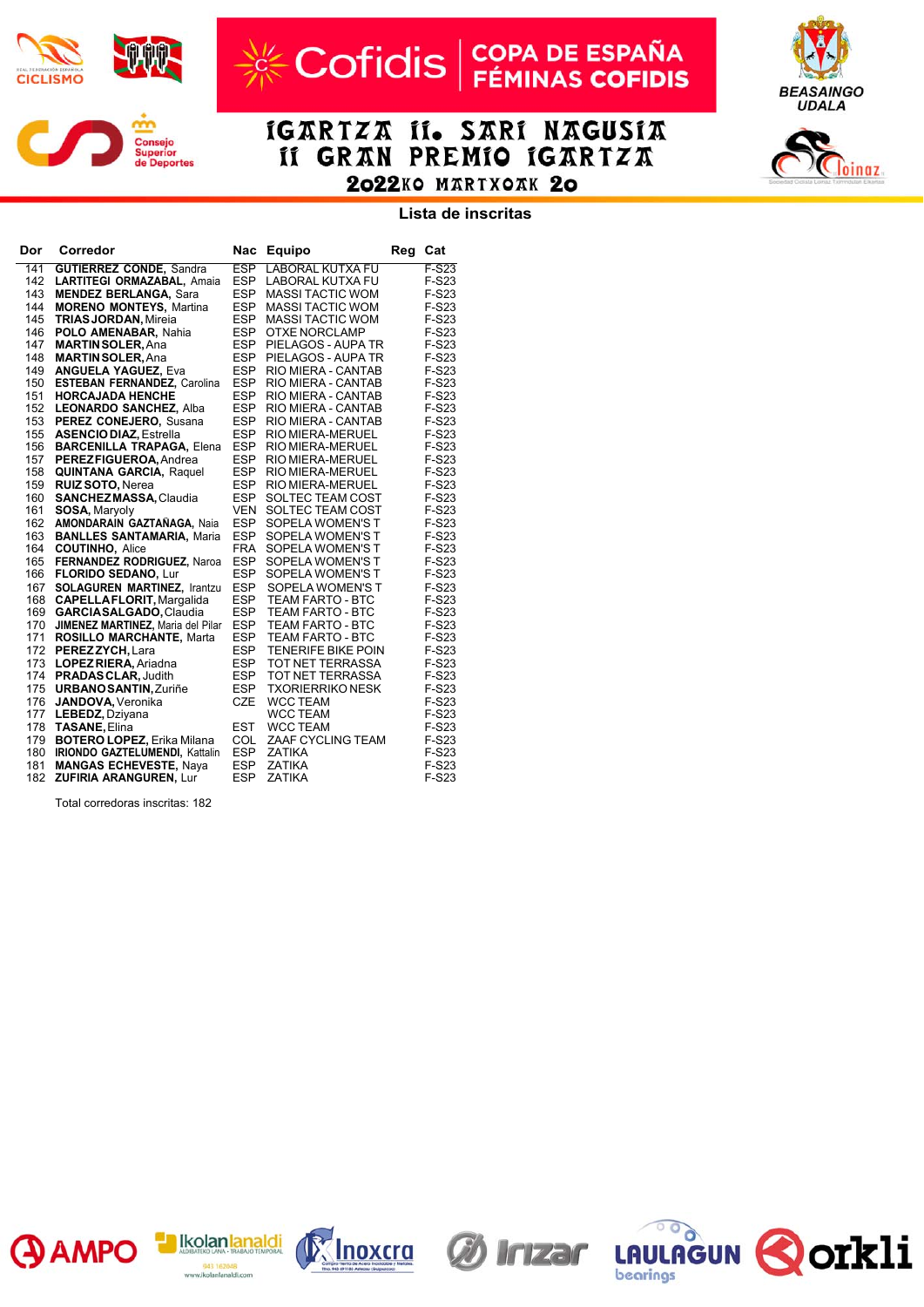# COPA DE ESPAÑA FÉMINAS COFIDIS

## IGARTZA II. SARI NAGUSIA
## II GRAN PREMIO IGARTZA
### 2022KO MARTXOAK 20

BEASAINGO UDALA

**Lista de inscritas**

| Dor | Corredor | Nac | Equipo | Reg | Cat |
|---|---|---|---|---|---|
| 141 | **GUTIERREZ CONDE,** Sandra | ESP | LABORAL KUTXA FU | | F-S23 |
| 142 | **LARTITEGI ORMAZABAL,** Amaia | ESP | LABORAL KUTXA FU | | F-S23 |
| 143 | **MENDEZ BERLANGA,** Sara | ESP | MASSI TACTIC WOM | | F-S23 |
| 144 | **MORENO MONTEYS,** Martina | ESP | MASSI TACTIC WOM | | F-S23 |
| 145 | **TRIAS JORDAN,** Mireia | ESP | MASSI TACTIC WOM | | F-S23 |
| 146 | **POLO AMENABAR,** Nahia | ESP | OTXE NORCLAMP | | F-S23 |
| 147 | **MARTIN SOLER,** Ana | ESP | PIELAGOS - AUPA TR | | F-S23 |
| 148 | **MARTIN SOLER,** Ana | ESP | PIELAGOS - AUPA TR | | F-S23 |
| 149 | **ANGUELA YAGUEZ,** Eva | ESP | RIO MIERA - CANTAB | | F-S23 |
| 150 | **ESTEBAN FERNANDEZ,** Carolina | ESP | RIO MIERA - CANTAB | | F-S23 |
| 151 | **HORCAJADA HENCHE** | ESP | RIO MIERA - CANTAB | | F-S23 |
| 152 | **LEONARDO SANCHEZ,** Alba | ESP | RIO MIERA - CANTAB | | F-S23 |
| 153 | **PEREZ CONEJERO,** Susana | ESP | RIO MIERA - CANTAB | | F-S23 |
| 155 | **ASENCIO DIAZ,** Estrella | ESP | RIO MIERA-MERUEL | | F-S23 |
| 156 | **BARCENILLA TRAPAGA,** Elena | ESP | RIO MIERA-MERUEL | | F-S23 |
| 157 | **PEREZ FIGUEROA,** Andrea | ESP | RIO MIERA-MERUEL | | F-S23 |
| 158 | **QUINTANA GARCIA,** Raquel | ESP | RIO MIERA-MERUEL | | F-S23 |
| 159 | **RUIZ SOTO,** Nerea | ESP | RIO MIERA-MERUEL | | F-S23 |
| 160 | **SANCHEZ MASSA,** Claudia | ESP | SOLTEC TEAM COST | | F-S23 |
| 161 | **SOSA,** Maryoly | VEN | SOLTEC TEAM COST | | F-S23 |
| 162 | **AMONDARAIN GAZTAÑAGA,** Naia | ESP | SOPELA WOMEN'S T | | F-S23 |
| 163 | **BANLLES SANTAMARIA,** Maria | ESP | SOPELA WOMEN'S T | | F-S23 |
| 164 | **COUTINHO,** Alice | FRA | SOPELA WOMEN'S T | | F-S23 |
| 165 | **FERNANDEZ RODRIGUEZ,** Naroa | ESP | SOPELA WOMEN'S T | | F-S23 |
| 166 | **FLORIDO SEDANO,** Lur | ESP | SOPELA WOMEN'S T | | F-S23 |
| 167 | **SOLAGUREN MARTINEZ,** Irantzu | ESP | SOPELA WOMEN'S T | | F-S23 |
| 168 | **CAPELLA FLORIT,** Margalida | ESP | TEAM FARTO - BTC | | F-S23 |
| 169 | **GARCIA SALGADO,** Claudia | ESP | TEAM FARTO - BTC | | F-S23 |
| 170 | **JIMENEZ MARTINEZ,** Maria del Pilar | ESP | TEAM FARTO - BTC | | F-S23 |
| 171 | **ROSILLO MARCHANTE,** Marta | ESP | TEAM FARTO - BTC | | F-S23 |
| 172 | **PEREZ ZYCH,** Lara | ESP | TENERIFE BIKE POIN | | F-S23 |
| 173 | **LOPEZ RIERA,** Ariadna | ESP | TOT NET TERRASSA | | F-S23 |
| 174 | **PRADAS CLAR,** Judith | ESP | TOT NET TERRASSA | | F-S23 |
| 175 | **URBANO SANTIN,** Zuriñe | ESP | TXORIERRIKO NESK | | F-S23 |
| 176 | **JANDOVA,** Veronika | CZE | WCC TEAM | | F-S23 |
| 177 | **LEBEDZ,** Dziyana | | WCC TEAM | | F-S23 |
| 178 | **TASANE,** Elina | EST | WCC TEAM | | F-S23 |
| 179 | **BOTERO LOPEZ,** Erika Milana | COL | ZAAF CYCLING TEAM | | F-S23 |
| 180 | **IRIONDO GAZTELUMENDI,** Kattalin | ESP | ZATIKA | | F-S23 |
| 181 | **MANGAS ECHEVESTE,** Naya | ESP | ZATIKA | | F-S23 |
| 182 | **ZUFIRIA ARANGUREN,** Lur | ESP | ZATIKA | | F-S23 |

Total corredoras inscritas: 182